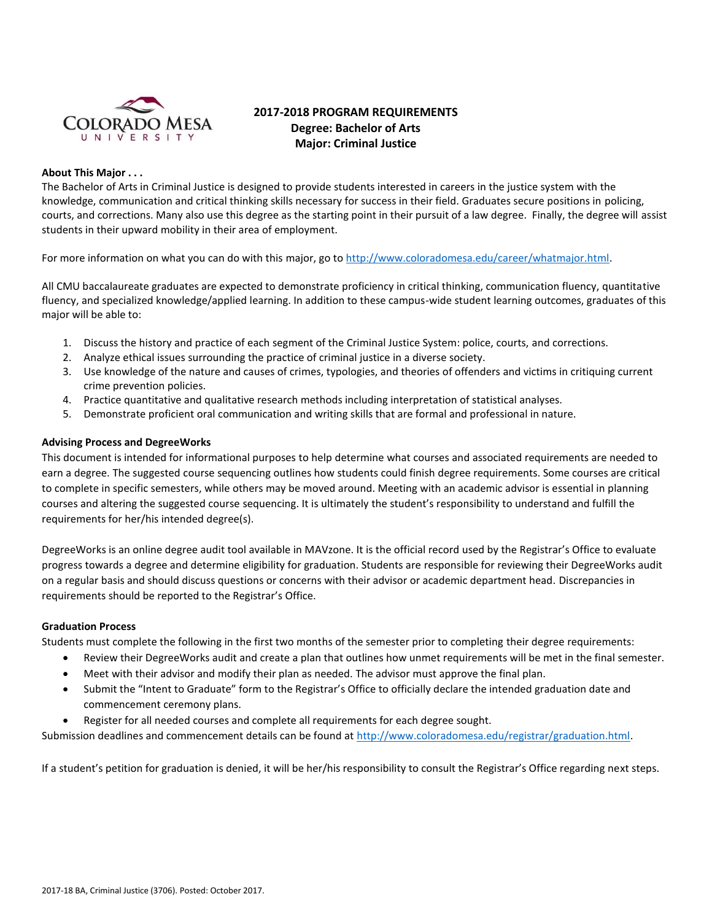# 2017-2018 PROGRAM REQUIREMENTS
## Degree: Bachelor of Arts
## Major: Criminal Justice

**About This Major . . .**

The Bachelor of Arts in Criminal Justice is designed to provide students interested in careers in the justice system with the knowledge, communication and critical thinking skills necessary for success in their field. Graduates secure positions in policing, courts, and corrections. Many also use this degree as the starting point in their pursuit of a law degree. Finally, the degree will assist students in their upward mobility in their area of employment.

For more information on what you can do with this major, go to http://www.coloradomesa.edu/career/whatmajor.html.

All CMU baccalaureate graduates are expected to demonstrate proficiency in critical thinking, communication fluency, quantitative fluency, and specialized knowledge/applied learning. In addition to these campus-wide student learning outcomes, graduates of this major will be able to:

1. Discuss the history and practice of each segment of the Criminal Justice System: police, courts, and corrections.
2. Analyze ethical issues surrounding the practice of criminal justice in a diverse society.
3. Use knowledge of the nature and causes of crimes, typologies, and theories of offenders and victims in critiquing current crime prevention policies.
4. Practice quantitative and qualitative research methods including interpretation of statistical analyses.
5. Demonstrate proficient oral communication and writing skills that are formal and professional in nature.

**Advising Process and DegreeWorks**

This document is intended for informational purposes to help determine what courses and associated requirements are needed to earn a degree. The suggested course sequencing outlines how students could finish degree requirements. Some courses are critical to complete in specific semesters, while others may be moved around. Meeting with an academic advisor is essential in planning courses and altering the suggested course sequencing. It is ultimately the student's responsibility to understand and fulfill the requirements for her/his intended degree(s).

DegreeWorks is an online degree audit tool available in MAVzone. It is the official record used by the Registrar's Office to evaluate progress towards a degree and determine eligibility for graduation. Students are responsible for reviewing their DegreeWorks audit on a regular basis and should discuss questions or concerns with their advisor or academic department head. Discrepancies in requirements should be reported to the Registrar's Office.

**Graduation Process**

Students must complete the following in the first two months of the semester prior to completing their degree requirements:

- Review their DegreeWorks audit and create a plan that outlines how unmet requirements will be met in the final semester.
- Meet with their advisor and modify their plan as needed. The advisor must approve the final plan.
- Submit the "Intent to Graduate" form to the Registrar's Office to officially declare the intended graduation date and commencement ceremony plans.
- Register for all needed courses and complete all requirements for each degree sought.

Submission deadlines and commencement details can be found at http://www.coloradomesa.edu/registrar/graduation.html.

If a student's petition for graduation is denied, it will be her/his responsibility to consult the Registrar's Office regarding next steps.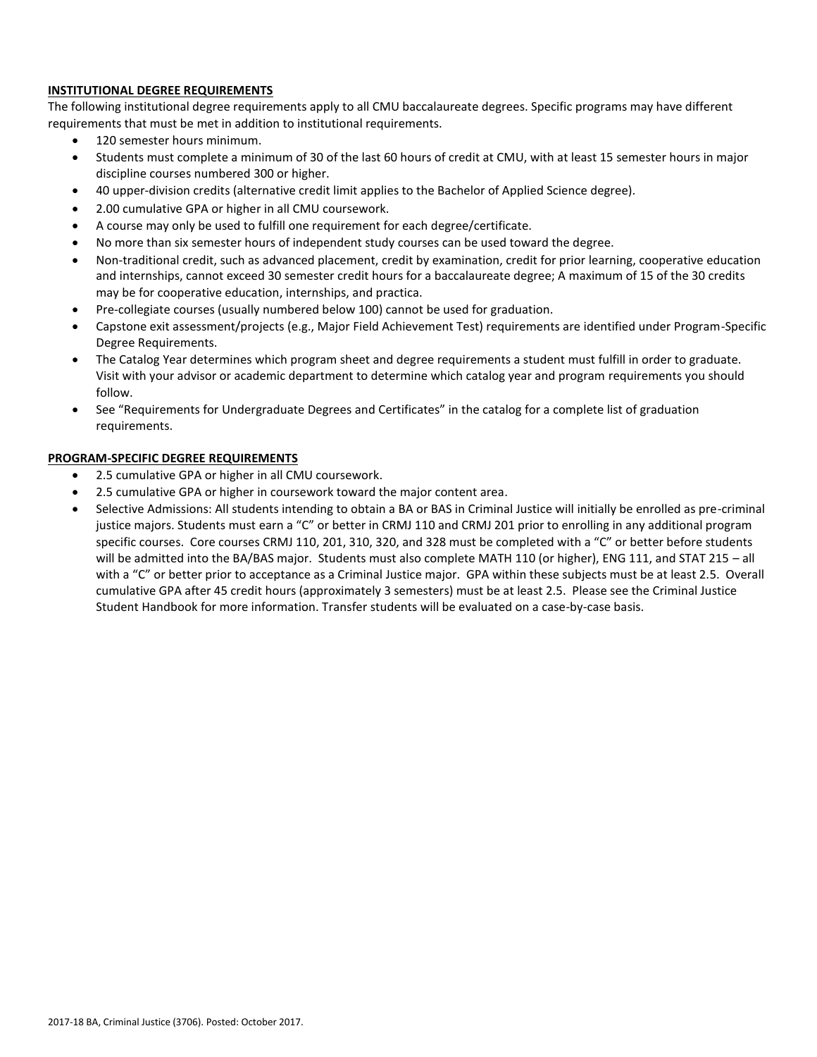**INSTITUTIONAL DEGREE REQUIREMENTS**

The following institutional degree requirements apply to all CMU baccalaureate degrees. Specific programs may have different requirements that must be met in addition to institutional requirements.

- 120 semester hours minimum.
- Students must complete a minimum of 30 of the last 60 hours of credit at CMU, with at least 15 semester hours in major discipline courses numbered 300 or higher.
- 40 upper-division credits (alternative credit limit applies to the Bachelor of Applied Science degree).
- 2.00 cumulative GPA or higher in all CMU coursework.
- A course may only be used to fulfill one requirement for each degree/certificate.
- No more than six semester hours of independent study courses can be used toward the degree.
- Non-traditional credit, such as advanced placement, credit by examination, credit for prior learning, cooperative education and internships, cannot exceed 30 semester credit hours for a baccalaureate degree; A maximum of 15 of the 30 credits may be for cooperative education, internships, and practica.
- Pre-collegiate courses (usually numbered below 100) cannot be used for graduation.
- Capstone exit assessment/projects (e.g., Major Field Achievement Test) requirements are identified under Program-Specific Degree Requirements.
- The Catalog Year determines which program sheet and degree requirements a student must fulfill in order to graduate. Visit with your advisor or academic department to determine which catalog year and program requirements you should follow.
- See "Requirements for Undergraduate Degrees and Certificates" in the catalog for a complete list of graduation requirements.

**PROGRAM-SPECIFIC DEGREE REQUIREMENTS**

- 2.5 cumulative GPA or higher in all CMU coursework.
- 2.5 cumulative GPA or higher in coursework toward the major content area.
- Selective Admissions: All students intending to obtain a BA or BAS in Criminal Justice will initially be enrolled as pre-criminal justice majors. Students must earn a "C" or better in CRMJ 110 and CRMJ 201 prior to enrolling in any additional program specific courses. Core courses CRMJ 110, 201, 310, 320, and 328 must be completed with a "C" or better before students will be admitted into the BA/BAS major. Students must also complete MATH 110 (or higher), ENG 111, and STAT 215 – all with a "C" or better prior to acceptance as a Criminal Justice major. GPA within these subjects must be at least 2.5. Overall cumulative GPA after 45 credit hours (approximately 3 semesters) must be at least 2.5. Please see the Criminal Justice Student Handbook for more information. Transfer students will be evaluated on a case-by-case basis.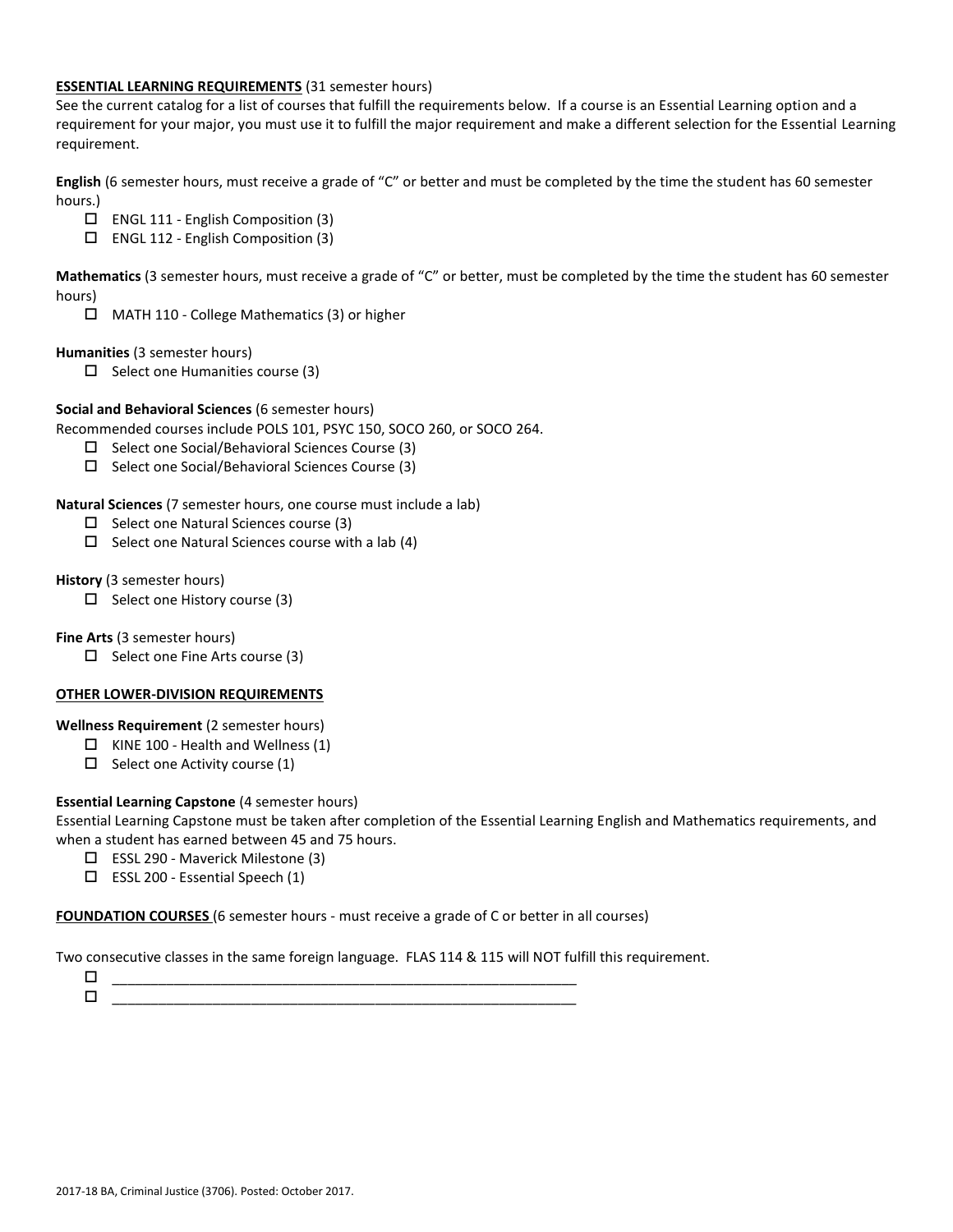**ESSENTIAL LEARNING REQUIREMENTS** (31 semester hours)

See the current catalog for a list of courses that fulfill the requirements below. If a course is an Essential Learning option and a requirement for your major, you must use it to fulfill the major requirement and make a different selection for the Essential Learning requirement.

**English** (6 semester hours, must receive a grade of "C" or better and must be completed by the time the student has 60 semester hours.)

- ☐ ENGL 111 - English Composition (3)
- ☐ ENGL 112 - English Composition (3)

**Mathematics** (3 semester hours, must receive a grade of "C" or better, must be completed by the time the student has 60 semester hours)

- ☐ MATH 110 - College Mathematics (3) or higher

**Humanities** (3 semester hours)

- ☐ Select one Humanities course (3)

**Social and Behavioral Sciences** (6 semester hours)

Recommended courses include POLS 101, PSYC 150, SOCO 260, or SOCO 264.

- ☐ Select one Social/Behavioral Sciences Course (3)
- ☐ Select one Social/Behavioral Sciences Course (3)

**Natural Sciences** (7 semester hours, one course must include a lab)

- ☐ Select one Natural Sciences course (3)
- ☐ Select one Natural Sciences course with a lab (4)

**History** (3 semester hours)

- ☐ Select one History course (3)

**Fine Arts** (3 semester hours)

- ☐ Select one Fine Arts course (3)

**OTHER LOWER-DIVISION REQUIREMENTS**

**Wellness Requirement** (2 semester hours)

- ☐ KINE 100 - Health and Wellness (1)
- ☐ Select one Activity course (1)

**Essential Learning Capstone** (4 semester hours)

Essential Learning Capstone must be taken after completion of the Essential Learning English and Mathematics requirements, and when a student has earned between 45 and 75 hours.

- ☐ ESSL 290 - Maverick Milestone (3)
- ☐ ESSL 200 - Essential Speech (1)

**FOUNDATION COURSES** (6 semester hours - must receive a grade of C or better in all courses)

Two consecutive classes in the same foreign language. FLAS 114 & 115 will NOT fulfill this requirement.

- ☐ ____________________________________________________________
- ☐ ____________________________________________________________

2017-18 BA, Criminal Justice (3706). Posted: October 2017.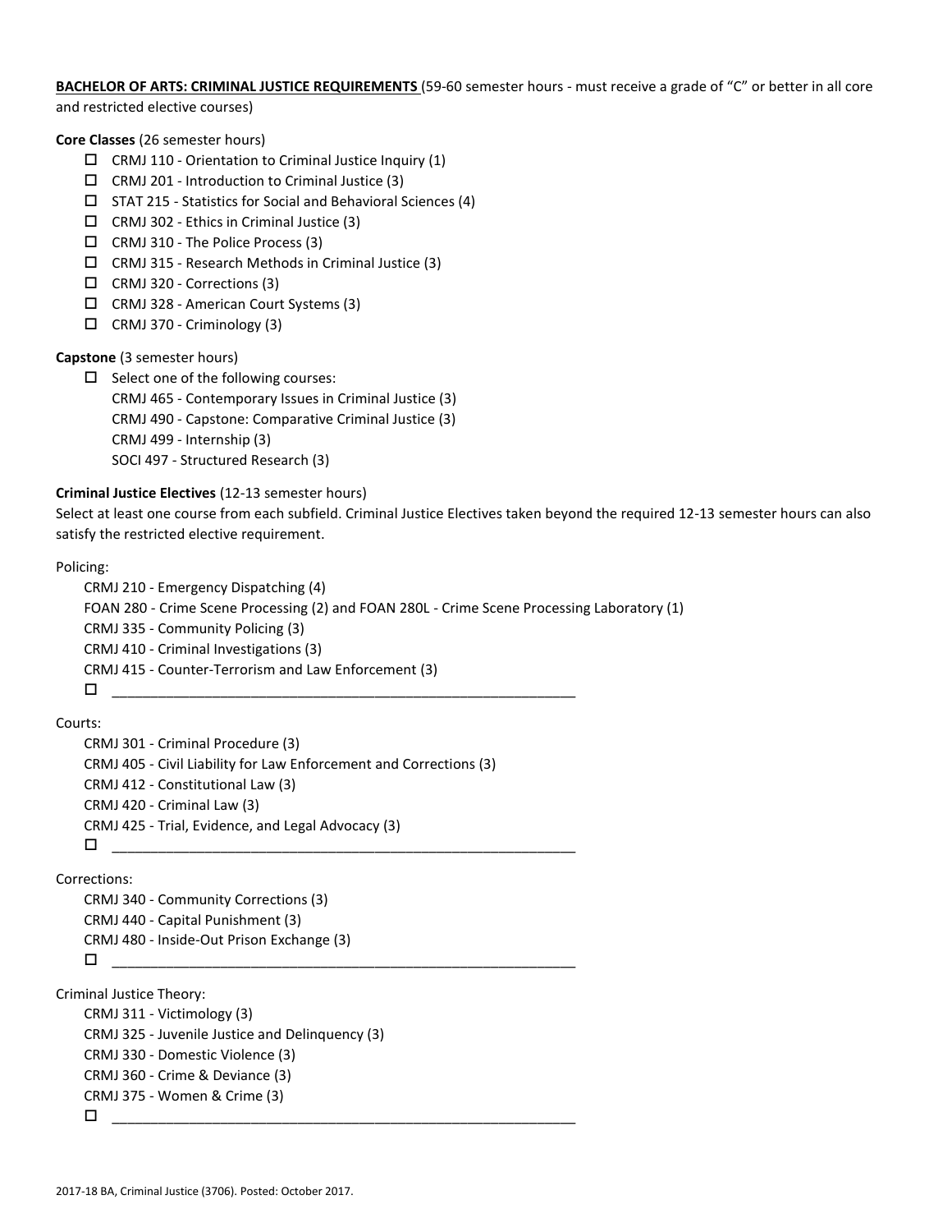**BACHELOR OF ARTS: CRIMINAL JUSTICE REQUIREMENTS** (59-60 semester hours - must receive a grade of "C" or better in all core and restricted elective courses)

**Core Classes** (26 semester hours)

- ☐ CRMJ 110 - Orientation to Criminal Justice Inquiry (1)
- ☐ CRMJ 201 - Introduction to Criminal Justice (3)
- ☐ STAT 215 - Statistics for Social and Behavioral Sciences (4)
- ☐ CRMJ 302 - Ethics in Criminal Justice (3)
- ☐ CRMJ 310 - The Police Process (3)
- ☐ CRMJ 315 - Research Methods in Criminal Justice (3)
- ☐ CRMJ 320 - Corrections (3)
- ☐ CRMJ 328 - American Court Systems (3)
- ☐ CRMJ 370 - Criminology (3)

**Capstone** (3 semester hours)

- ☐ Select one of the following courses:
  - CRMJ 465 - Contemporary Issues in Criminal Justice (3)
  - CRMJ 490 - Capstone: Comparative Criminal Justice (3)
  - CRMJ 499 - Internship (3)
  - SOCI 497 - Structured Research (3)

**Criminal Justice Electives** (12-13 semester hours)

Select at least one course from each subfield. Criminal Justice Electives taken beyond the required 12-13 semester hours can also satisfy the restricted elective requirement.

Policing:

- CRMJ 210 - Emergency Dispatching (4)
- FOAN 280 - Crime Scene Processing (2) and FOAN 280L - Crime Scene Processing Laboratory (1)
- CRMJ 335 - Community Policing (3)
- CRMJ 410 - Criminal Investigations (3)
- CRMJ 415 - Counter-Terrorism and Law Enforcement (3)
- ☐ ____________________________________________________________

Courts:

- CRMJ 301 - Criminal Procedure (3)
- CRMJ 405 - Civil Liability for Law Enforcement and Corrections (3)
- CRMJ 412 - Constitutional Law (3)
- CRMJ 420 - Criminal Law (3)
- CRMJ 425 - Trial, Evidence, and Legal Advocacy (3)
- ☐ ____________________________________________________________

Corrections:

- CRMJ 340 - Community Corrections (3)
- CRMJ 440 - Capital Punishment (3)
- CRMJ 480 - Inside-Out Prison Exchange (3)
- ☐ ____________________________________________________________

Criminal Justice Theory:

- CRMJ 311 - Victimology (3)
- CRMJ 325 - Juvenile Justice and Delinquency (3)
- CRMJ 330 - Domestic Violence (3)
- CRMJ 360 - Crime & Deviance (3)
- CRMJ 375 - Women & Crime (3)
- ☐ ____________________________________________________________

2017-18 BA, Criminal Justice (3706). Posted: October 2017.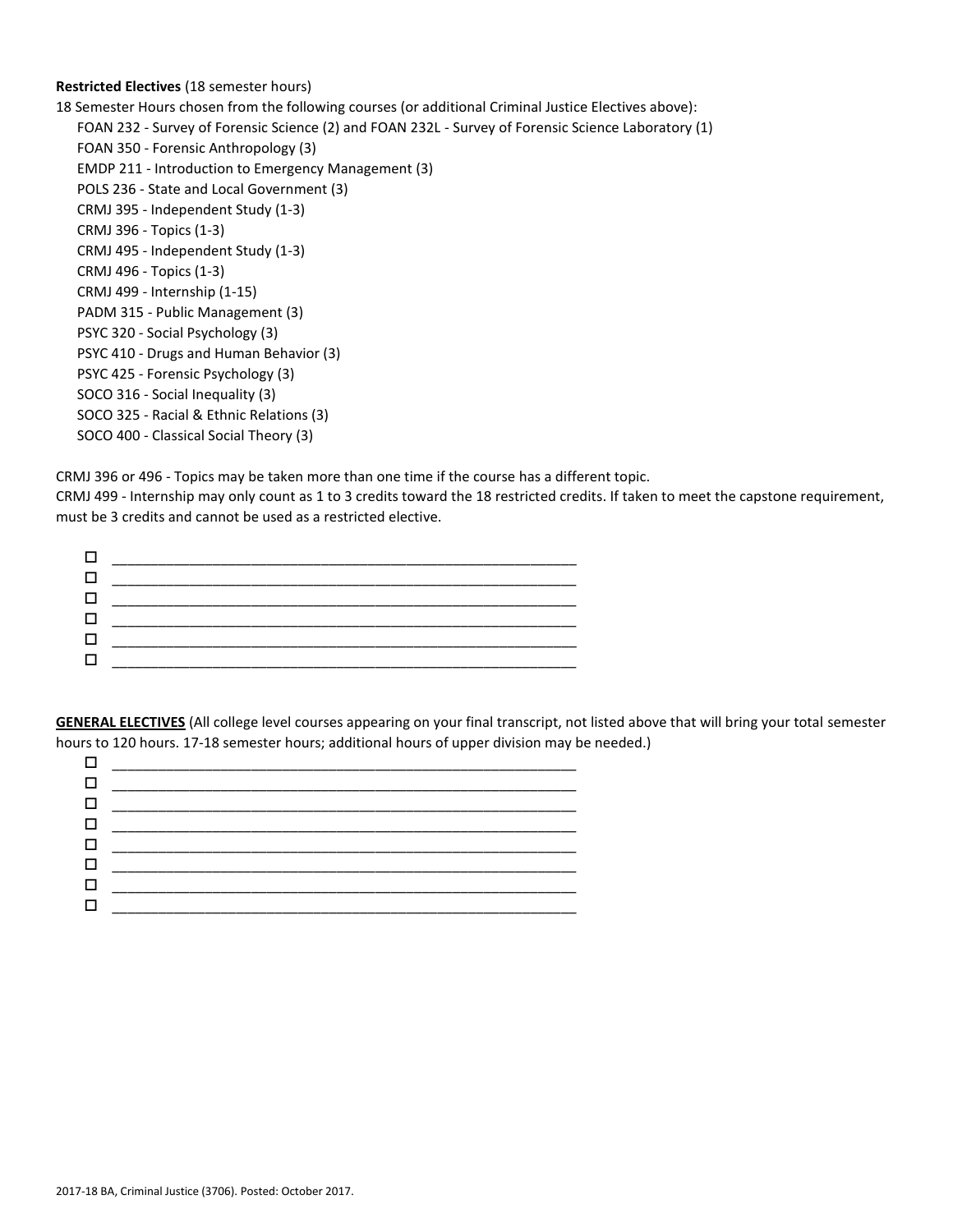**Restricted Electives** (18 semester hours)

18 Semester Hours chosen from the following courses (or additional Criminal Justice Electives above):

- FOAN 232 - Survey of Forensic Science (2) and FOAN 232L - Survey of Forensic Science Laboratory (1)
- FOAN 350 - Forensic Anthropology (3)
- EMDP 211 - Introduction to Emergency Management (3)
- POLS 236 - State and Local Government (3)
- CRMJ 395 - Independent Study (1-3)
- CRMJ 396 - Topics (1-3)
- CRMJ 495 - Independent Study (1-3)
- CRMJ 496 - Topics (1-3)
- CRMJ 499 - Internship (1-15)
- PADM 315 - Public Management (3)
- PSYC 320 - Social Psychology (3)
- PSYC 410 - Drugs and Human Behavior (3)
- PSYC 425 - Forensic Psychology (3)
- SOCO 316 - Social Inequality (3)
- SOCO 325 - Racial & Ethnic Relations (3)
- SOCO 400 - Classical Social Theory (3)

CRMJ 396 or 496 - Topics may be taken more than one time if the course has a different topic.
CRMJ 499 - Internship may only count as 1 to 3 credits toward the 18 restricted credits. If taken to meet the capstone requirement, must be 3 credits and cannot be used as a restricted elective.

- ☐ ______________________________
- ☐ ______________________________
- ☐ ______________________________
- ☐ ______________________________
- ☐ ______________________________
- ☐ ______________________________

**GENERAL ELECTIVES** (All college level courses appearing on your final transcript, not listed above that will bring your total semester hours to 120 hours. 17-18 semester hours; additional hours of upper division may be needed.)

- ☐ ______________________________
- ☐ ______________________________
- ☐ ______________________________
- ☐ ______________________________
- ☐ ______________________________
- ☐ ______________________________
- ☐ ______________________________
- ☐ ______________________________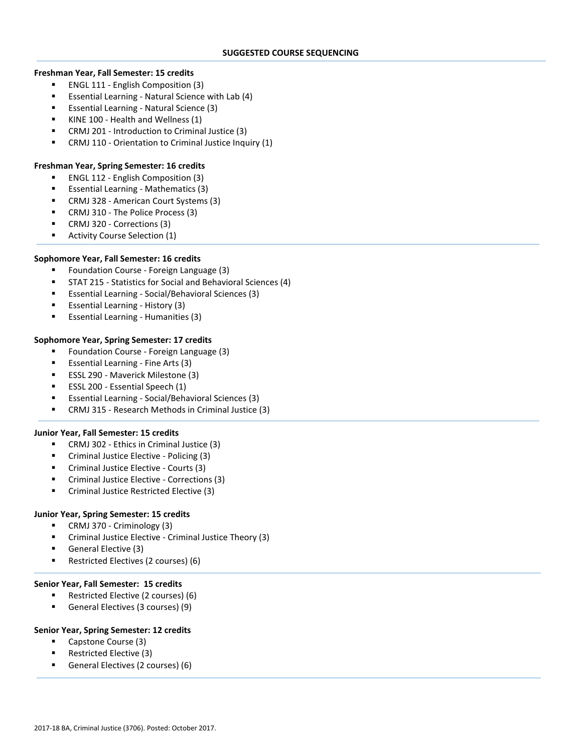## SUGGESTED COURSE SEQUENCING

**Freshman Year, Fall Semester: 15 credits**

- ENGL 111 - English Composition (3)
- Essential Learning - Natural Science with Lab (4)
- Essential Learning - Natural Science (3)
- KINE 100 - Health and Wellness (1)
- CRMJ 201 - Introduction to Criminal Justice (3)
- CRMJ 110 - Orientation to Criminal Justice Inquiry (1)

**Freshman Year, Spring Semester: 16 credits**

- ENGL 112 - English Composition (3)
- Essential Learning - Mathematics (3)
- CRMJ 328 - American Court Systems (3)
- CRMJ 310 - The Police Process (3)
- CRMJ 320 - Corrections (3)
- Activity Course Selection (1)

**Sophomore Year, Fall Semester: 16 credits**

- Foundation Course - Foreign Language (3)
- STAT 215 - Statistics for Social and Behavioral Sciences (4)
- Essential Learning - Social/Behavioral Sciences (3)
- Essential Learning - History (3)
- Essential Learning - Humanities (3)

**Sophomore Year, Spring Semester: 17 credits**

- Foundation Course - Foreign Language (3)
- Essential Learning - Fine Arts (3)
- ESSL 290 - Maverick Milestone (3)
- ESSL 200 - Essential Speech (1)
- Essential Learning - Social/Behavioral Sciences (3)
- CRMJ 315 - Research Methods in Criminal Justice (3)

**Junior Year, Fall Semester: 15 credits**

- CRMJ 302 - Ethics in Criminal Justice (3)
- Criminal Justice Elective - Policing (3)
- Criminal Justice Elective - Courts (3)
- Criminal Justice Elective - Corrections (3)
- Criminal Justice Restricted Elective (3)

**Junior Year, Spring Semester: 15 credits**

- CRMJ 370 - Criminology (3)
- Criminal Justice Elective - Criminal Justice Theory (3)
- General Elective (3)
- Restricted Electives (2 courses) (6)

**Senior Year, Fall Semester: 15 credits**

- Restricted Elective (2 courses) (6)
- General Electives (3 courses) (9)

**Senior Year, Spring Semester: 12 credits**

- Capstone Course (3)
- Restricted Elective (3)
- General Electives (2 courses) (6)

2017-18 BA, Criminal Justice (3706). Posted: October 2017.